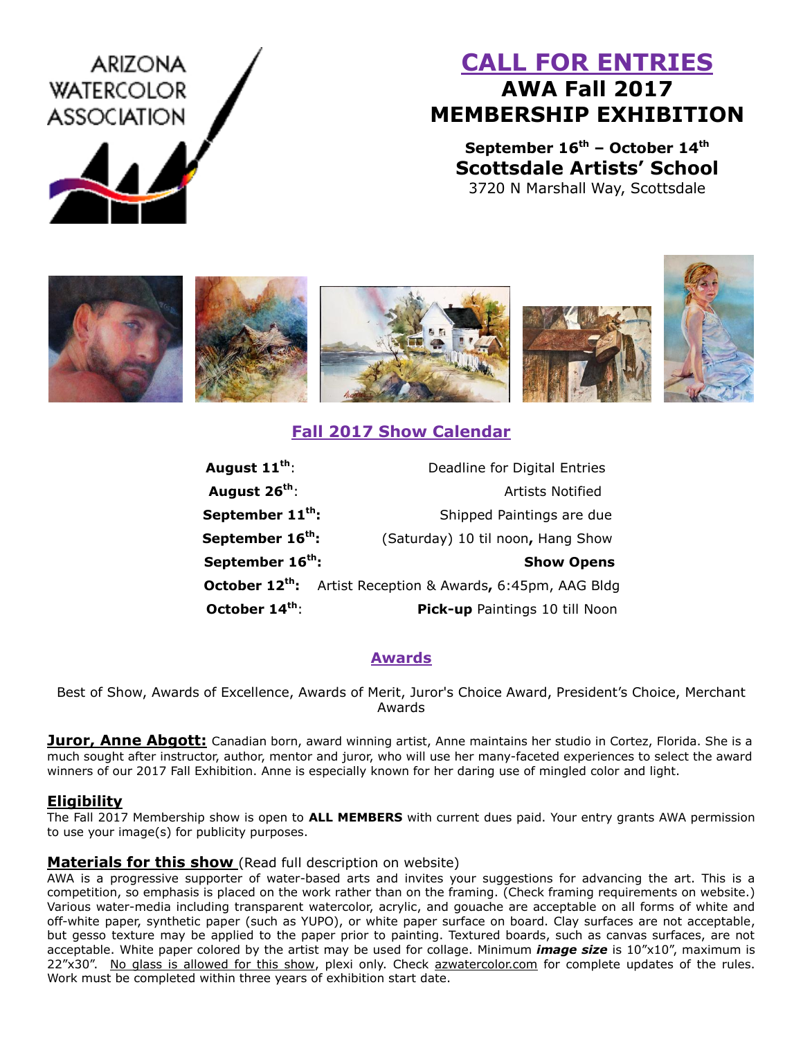ARIZONA WATERCOLOR ASSOCIATION

# CALL FOR ENTRIES

## AWA Fall 2017 MEMBERSHIP EXHIBITION

**September 16th – October 14th**

**Scottsdale Artists' School**

3720 N Marshall Way, Scottsdale

## Fall 2017 Show Calendar

| | |
|---|---|
| **August 11th**: | Deadline for Digital Entries |
| **August 26th**: | Artists Notified |
| **September 11th:** | Shipped Paintings are due |
| **September 16th:** | (Saturday) 10 til noon**,** Hang Show |
| **September 16th:** | **Show Opens** |
| **October 12th:** | Artist Reception & Awards**,** 6:45pm, AAG Bldg |
| **October 14th**: | **Pick-up** Paintings 10 till Noon |

## Awards

Best of Show, Awards of Excellence, Awards of Merit, Juror's Choice Award, President's Choice, Merchant Awards

**Juror, Anne Abgott:** Canadian born, award winning artist, Anne maintains her studio in Cortez, Florida. She is a much sought after instructor, author, mentor and juror, who will use her many-faceted experiences to select the award winners of our 2017 Fall Exhibition. Anne is especially known for her daring use of mingled color and light.

### Eligibility

The Fall 2017 Membership show is open to **ALL MEMBERS** with current dues paid. Your entry grants AWA permission to use your image(s) for publicity purposes.

### Materials for this show (Read full description on website)

AWA is a progressive supporter of water-based arts and invites your suggestions for advancing the art. This is a competition, so emphasis is placed on the work rather than on the framing. (Check framing requirements on website.) Various water-media including transparent watercolor, acrylic, and gouache are acceptable on all forms of white and off-white paper, synthetic paper (such as YUPO), or white paper surface on board. Clay surfaces are not acceptable, but gesso texture may be applied to the paper prior to painting. Textured boards, such as canvas surfaces, are not acceptable. White paper colored by the artist may be used for collage. Minimum ***image size*** is 10"x10", maximum is 22"x30". No glass is allowed for this show, plexi only. Check azwatercolor.com for complete updates of the rules. Work must be completed within three years of exhibition start date.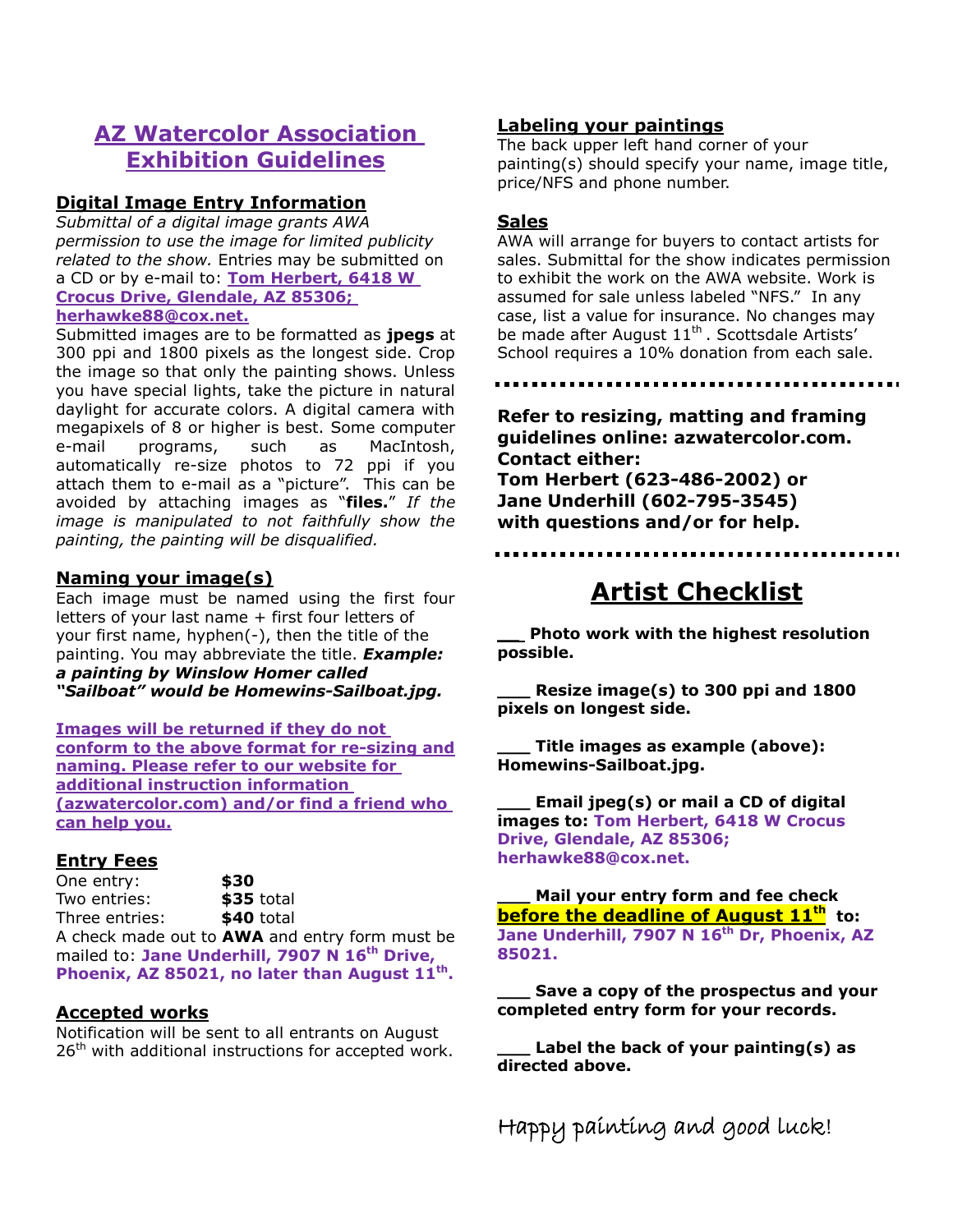# AZ Watercolor Association Exhibition Guidelines

## Digital Image Entry Information

*Submittal of a digital image grants AWA permission to use the image for limited publicity related to the show.* Entries may be submitted on a CD or by e-mail to: **Tom Herbert, 6418 W Crocus Drive, Glendale, AZ 85306; herhawke88@cox.net.**

Submitted images are to be formatted as **jpegs** at 300 ppi and 1800 pixels as the longest side. Crop the image so that only the painting shows. Unless you have special lights, take the picture in natural daylight for accurate colors. A digital camera with megapixels of 8 or higher is best. Some computer e-mail programs, such as MacIntosh, automatically re-size photos to 72 ppi if you attach them to e-mail as a "picture". This can be avoided by attaching images as "**files.**" *If the image is manipulated to not faithfully show the painting, the painting will be disqualified.*

## Naming your image(s)

Each image must be named using the first four letters of your last name + first four letters of your first name, hyphen(-), then the title of the painting. You may abbreviate the title. ***Example: a painting by Winslow Homer called "Sailboat" would be Homewins-Sailboat.jpg.***

**Images will be returned if they do not conform to the above format for re-sizing and naming. Please refer to our website for additional instruction information (azwatercolor.com) and/or find a friend who can help you.**

## Entry Fees

| | |
|---|---|
| One entry: | **$30** |
| Two entries: | **$35** total |
| Three entries: | **$40** total |

A check made out to **AWA** and entry form must be mailed to: **Jane Underhill, 7907 N 16th Drive, Phoenix, AZ 85021, no later than August 11th.**

## Accepted works

Notification will be sent to all entrants on August 26th with additional instructions for accepted work.

## Labeling your paintings

The back upper left hand corner of your painting(s) should specify your name, image title, price/NFS and phone number.

## Sales

AWA will arrange for buyers to contact artists for sales. Submittal for the show indicates permission to exhibit the work on the AWA website. Work is assumed for sale unless labeled "NFS." In any case, list a value for insurance. No changes may be made after August 11th. Scottsdale Artists' School requires a 10% donation from each sale.

**Refer to resizing, matting and framing guidelines online: azwatercolor.com.**
**Contact either:**
**Tom Herbert (623-486-2002) or**
**Jane Underhill (602-795-3545)**
**with questions and/or for help.**

# Artist Checklist

**___ Photo work with the highest resolution possible.**

**___ Resize image(s) to 300 ppi and 1800 pixels on longest side.**

**___ Title images as example (above): Homewins-Sailboat.jpg.**

**___ Email jpeg(s) or mail a CD of digital images to: Tom Herbert, 6418 W Crocus Drive, Glendale, AZ 85306; herhawke88@cox.net.**

**___ Mail your entry form and fee check before the deadline of August 11th to: Jane Underhill, 7907 N 16th Dr, Phoenix, AZ 85021.**

**___ Save a copy of the prospectus and your completed entry form for your records.**

**___ Label the back of your painting(s) as directed above.**

Happy painting and good luck!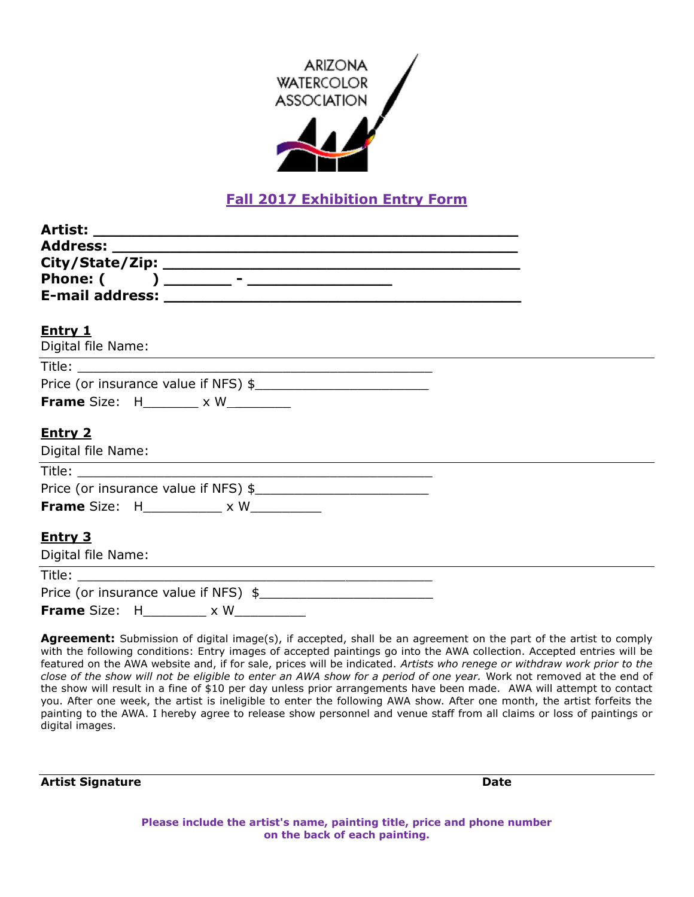ARIZONA WATERCOLOR ASSOCIATION

# Fall 2017 Exhibition Entry Form

**Artist: ______________________________________________**
**Address: ____________________________________________**
**City/State/Zip: _______________________________________**
**Phone: ( ) _______ - _______________**
**E-mail address: _______________________________________**

**Entry 1**
Digital file Name:
Title: ______________________________________________
Price (or insurance value if NFS) $______________________
**Frame** Size: H_______ x W________

**Entry 2**
Digital file Name:
Title: ______________________________________________
Price (or insurance value if NFS) $______________________
**Frame** Size: H__________ x W_________

**Entry 3**
Digital file Name:
Title: ______________________________________________
Price (or insurance value if NFS) $______________________
**Frame** Size: H________ x W_________

**Agreement:** Submission of digital image(s), if accepted, shall be an agreement on the part of the artist to comply with the following conditions: Entry images of accepted paintings go into the AWA collection. Accepted entries will be featured on the AWA website and, if for sale, prices will be indicated. *Artists who renege or withdraw work prior to the close of the show will not be eligible to enter an AWA show for a period of one year.* Work not removed at the end of the show will result in a fine of $10 per day unless prior arrangements have been made. AWA will attempt to contact you. After one week, the artist is ineligible to enter the following AWA show. After one month, the artist forfeits the painting to the AWA. I hereby agree to release show personnel and venue staff from all claims or loss of paintings or digital images.

**Artist Signature** **Date**

**Please include the artist's name, painting title, price and phone number on the back of each painting.**